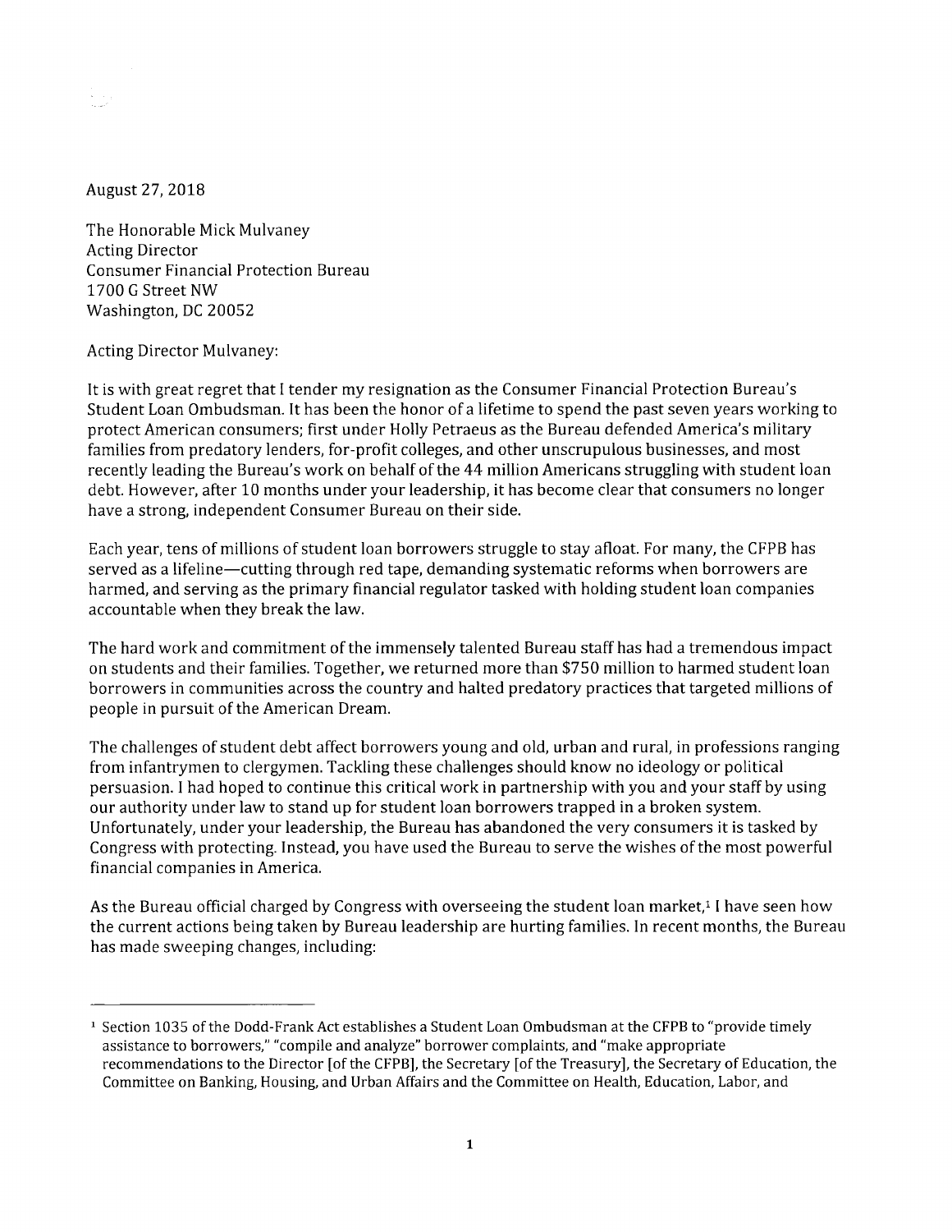August 27, 2018

The Honorable Mick Mulvaney
Acting Director
Consumer Financial Protection Bureau
1700 G Street NW
Washington, DC 20052

Acting Director Mulvaney:

It is with great regret that I tender my resignation as the Consumer Financial Protection Bureau's Student Loan Ombudsman. It has been the honor of a lifetime to spend the past seven years working to protect American consumers; first under Holly Petraeus as the Bureau defended America's military families from predatory lenders, for-profit colleges, and other unscrupulous businesses, and most recently leading the Bureau's work on behalf of the 44 million Americans struggling with student loan debt. However, after 10 months under your leadership, it has become clear that consumers no longer have a strong, independent Consumer Bureau on their side.

Each year, tens of millions of student loan borrowers struggle to stay afloat. For many, the CFPB has served as a lifeline—cutting through red tape, demanding systematic reforms when borrowers are harmed, and serving as the primary financial regulator tasked with holding student loan companies accountable when they break the law.

The hard work and commitment of the immensely talented Bureau staff has had a tremendous impact on students and their families. Together, we returned more than $750 million to harmed student loan borrowers in communities across the country and halted predatory practices that targeted millions of people in pursuit of the American Dream.

The challenges of student debt affect borrowers young and old, urban and rural, in professions ranging from infantrymen to clergymen. Tackling these challenges should know no ideology or political persuasion. I had hoped to continue this critical work in partnership with you and your staff by using our authority under law to stand up for student loan borrowers trapped in a broken system. Unfortunately, under your leadership, the Bureau has abandoned the very consumers it is tasked by Congress with protecting. Instead, you have used the Bureau to serve the wishes of the most powerful financial companies in America.

As the Bureau official charged by Congress with overseeing the student loan market,[1] I have seen how the current actions being taken by Bureau leadership are hurting families. In recent months, the Bureau has made sweeping changes, including:

---

[1] Section 1035 of the Dodd-Frank Act establishes a Student Loan Ombudsman at the CFPB to "provide timely assistance to borrowers," "compile and analyze" borrower complaints, and "make appropriate recommendations to the Director [of the CFPB], the Secretary [of the Treasury], the Secretary of Education, the Committee on Banking, Housing, and Urban Affairs and the Committee on Health, Education, Labor, and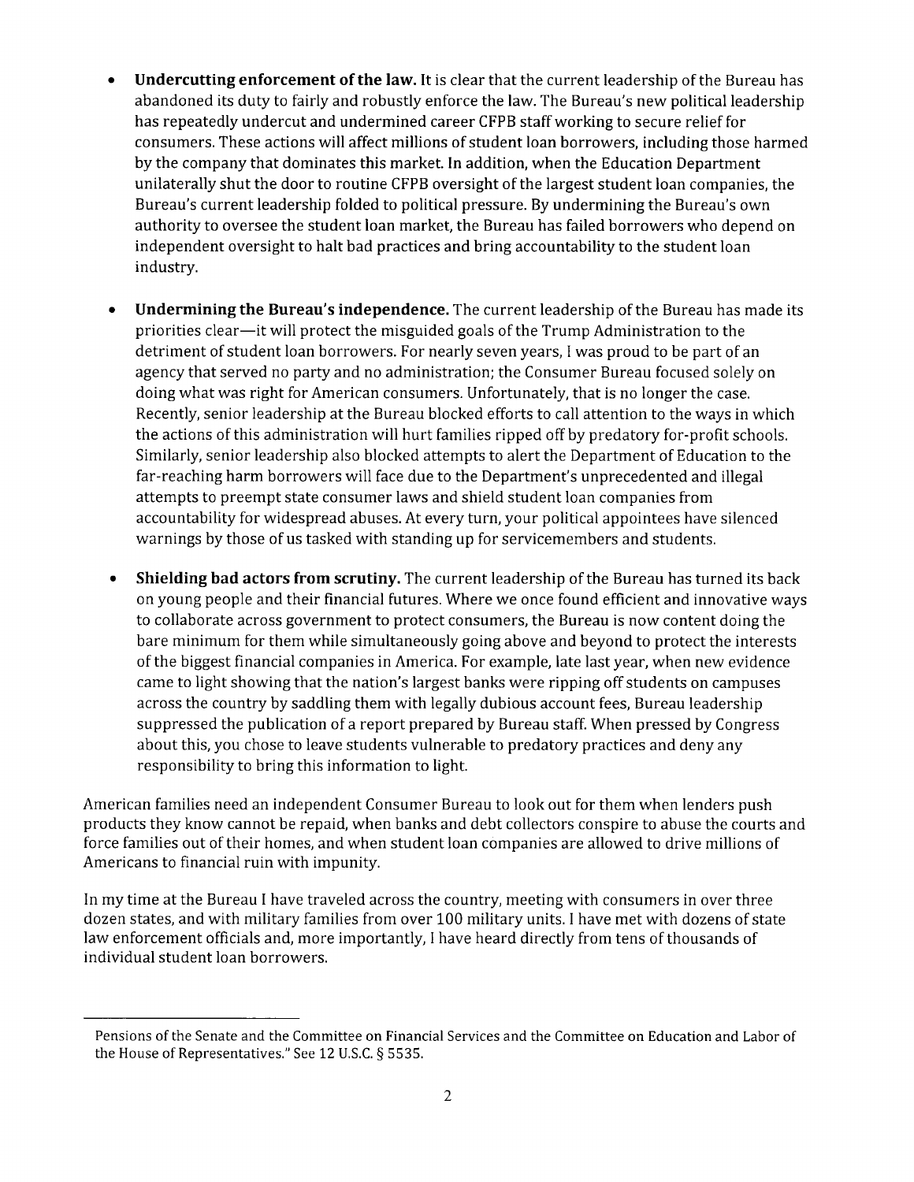- **Undercutting enforcement of the law.** It is clear that the current leadership of the Bureau has abandoned its duty to fairly and robustly enforce the law. The Bureau's new political leadership has repeatedly undercut and undermined career CFPB staff working to secure relief for consumers. These actions will affect millions of student loan borrowers, including those harmed by the company that dominates this market. In addition, when the Education Department unilaterally shut the door to routine CFPB oversight of the largest student loan companies, the Bureau's current leadership folded to political pressure. By undermining the Bureau's own authority to oversee the student loan market, the Bureau has failed borrowers who depend on independent oversight to halt bad practices and bring accountability to the student loan industry.

- **Undermining the Bureau's independence.** The current leadership of the Bureau has made its priorities clear—it will protect the misguided goals of the Trump Administration to the detriment of student loan borrowers. For nearly seven years, I was proud to be part of an agency that served no party and no administration; the Consumer Bureau focused solely on doing what was right for American consumers. Unfortunately, that is no longer the case. Recently, senior leadership at the Bureau blocked efforts to call attention to the ways in which the actions of this administration will hurt families ripped off by predatory for-profit schools. Similarly, senior leadership also blocked attempts to alert the Department of Education to the far-reaching harm borrowers will face due to the Department's unprecedented and illegal attempts to preempt state consumer laws and shield student loan companies from accountability for widespread abuses. At every turn, your political appointees have silenced warnings by those of us tasked with standing up for servicemembers and students.

- **Shielding bad actors from scrutiny.** The current leadership of the Bureau has turned its back on young people and their financial futures. Where we once found efficient and innovative ways to collaborate across government to protect consumers, the Bureau is now content doing the bare minimum for them while simultaneously going above and beyond to protect the interests of the biggest financial companies in America. For example, late last year, when new evidence came to light showing that the nation's largest banks were ripping off students on campuses across the country by saddling them with legally dubious account fees, Bureau leadership suppressed the publication of a report prepared by Bureau staff. When pressed by Congress about this, you chose to leave students vulnerable to predatory practices and deny any responsibility to bring this information to light.

American families need an independent Consumer Bureau to look out for them when lenders push products they know cannot be repaid, when banks and debt collectors conspire to abuse the courts and force families out of their homes, and when student loan companies are allowed to drive millions of Americans to financial ruin with impunity.

In my time at the Bureau I have traveled across the country, meeting with consumers in over three dozen states, and with military families from over 100 military units. I have met with dozens of state law enforcement officials and, more importantly, I have heard directly from tens of thousands of individual student loan borrowers.

---

Pensions of the Senate and the Committee on Financial Services and the Committee on Education and Labor of the House of Representatives." See 12 U.S.C. § 5535.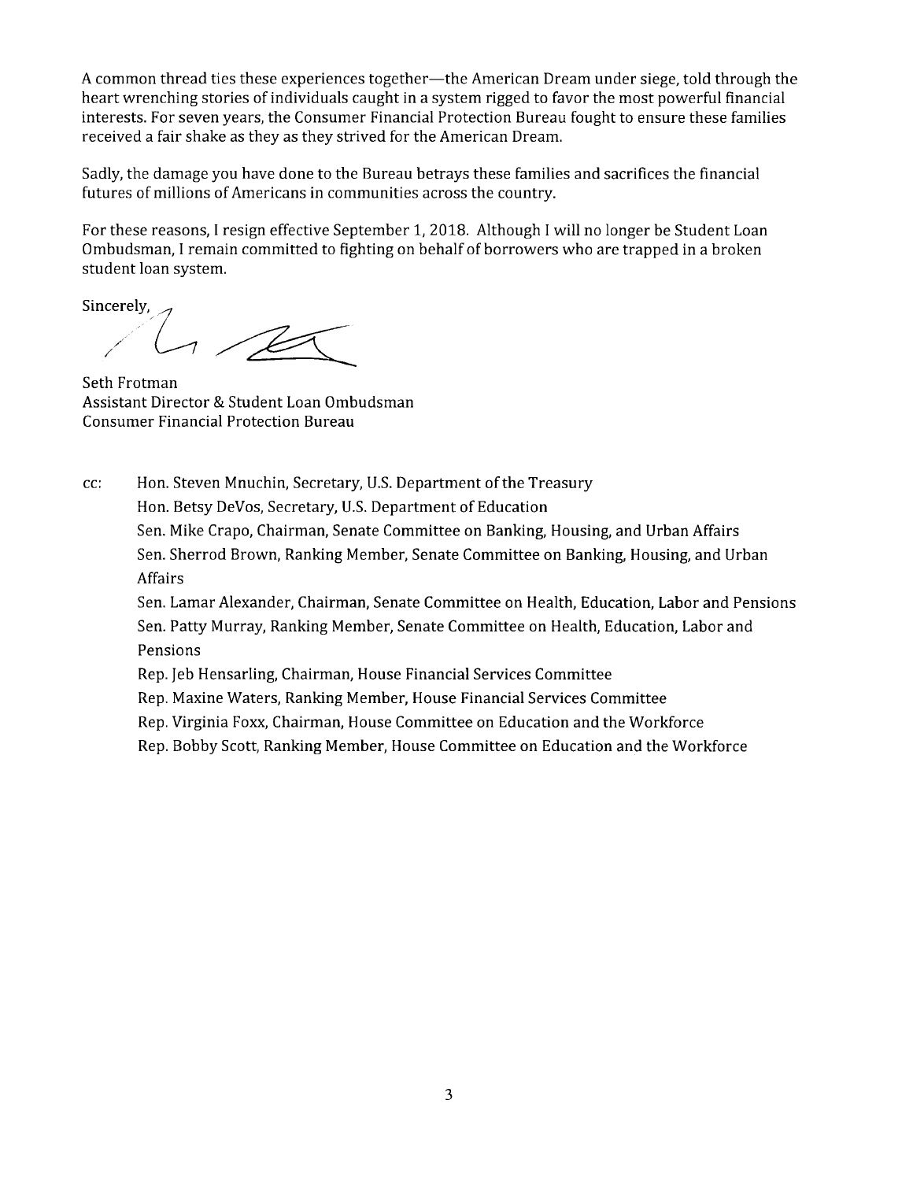A common thread ties these experiences together—the American Dream under siege, told through the heart wrenching stories of individuals caught in a system rigged to favor the most powerful financial interests. For seven years, the Consumer Financial Protection Bureau fought to ensure these families received a fair shake as they as they strived for the American Dream.

Sadly, the damage you have done to the Bureau betrays these families and sacrifices the financial futures of millions of Americans in communities across the country.

For these reasons, I resign effective September 1, 2018. Although I will no longer be Student Loan Ombudsman, I remain committed to fighting on behalf of borrowers who are trapped in a broken student loan system.

Sincerely,

Seth Frotman
Assistant Director & Student Loan Ombudsman
Consumer Financial Protection Bureau

cc: Hon. Steven Mnuchin, Secretary, U.S. Department of the Treasury
Hon. Betsy DeVos, Secretary, U.S. Department of Education
Sen. Mike Crapo, Chairman, Senate Committee on Banking, Housing, and Urban Affairs
Sen. Sherrod Brown, Ranking Member, Senate Committee on Banking, Housing, and Urban Affairs
Sen. Lamar Alexander, Chairman, Senate Committee on Health, Education, Labor and Pensions
Sen. Patty Murray, Ranking Member, Senate Committee on Health, Education, Labor and Pensions
Rep. Jeb Hensarling, Chairman, House Financial Services Committee
Rep. Maxine Waters, Ranking Member, House Financial Services Committee
Rep. Virginia Foxx, Chairman, House Committee on Education and the Workforce
Rep. Bobby Scott, Ranking Member, House Committee on Education and the Workforce